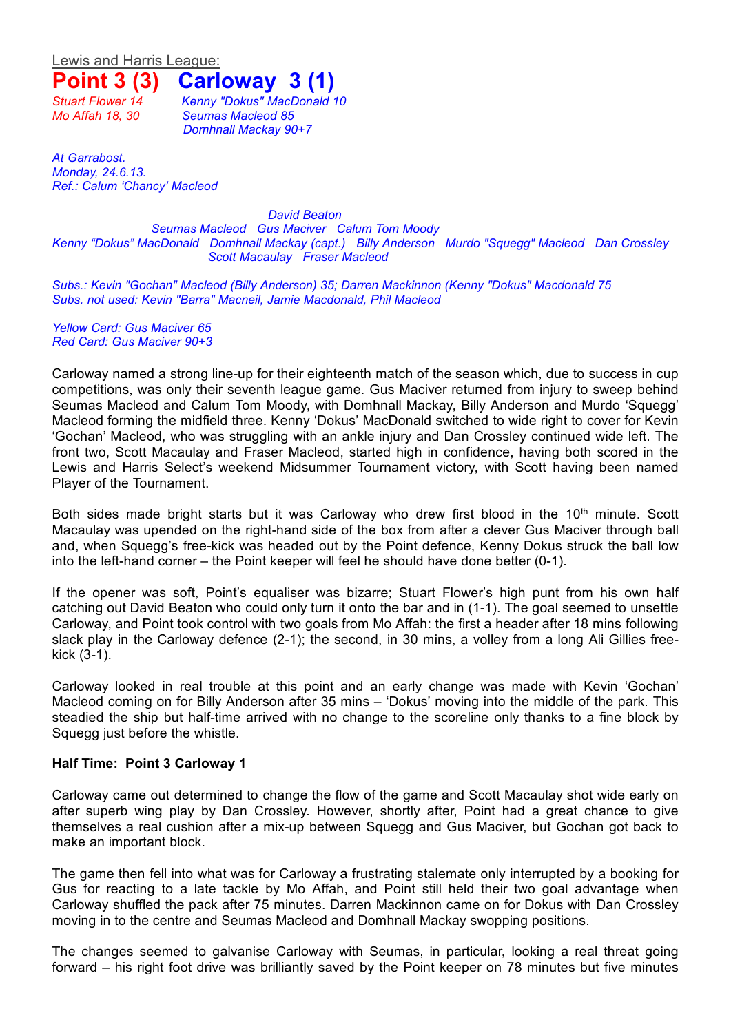Lewis and Harris League:

# Point 3 (3)   Carloway 3 (1)

*Stuart Flower 14*
*Mo Affah 18, 30*

*Kenny "Dokus" MacDonald 10*
*Seumas Macleod 85*
*Domhnall Mackay 90+7*

*At Garrabost.*
*Monday, 24.6.13.*
*Ref.: Calum 'Chancy' Macleod*

*David Beaton*
*Seumas Macleod   Gus Maciver   Calum Tom Moody*
*Kenny "Dokus" MacDonald   Domhnall Mackay (capt.)   Billy Anderson   Murdo "Squegg" Macleod   Dan Crossley*
*Scott Macaulay   Fraser Macleod*

*Subs.: Kevin "Gochan" Macleod (Billy Anderson) 35; Darren Mackinnon (Kenny "Dokus" Macdonald 75*
*Subs. not used: Kevin "Barra" Macneil, Jamie Macdonald, Phil Macleod*

*Yellow Card: Gus Maciver 65*
*Red Card: Gus Maciver 90+3*

Carloway named a strong line-up for their eighteenth match of the season which, due to success in cup competitions, was only their seventh league game. Gus Maciver returned from injury to sweep behind Seumas Macleod and Calum Tom Moody, with Domhnall Mackay, Billy Anderson and Murdo 'Squegg' Macleod forming the midfield three. Kenny 'Dokus' MacDonald switched to wide right to cover for Kevin 'Gochan' Macleod, who was struggling with an ankle injury and Dan Crossley continued wide left. The front two, Scott Macaulay and Fraser Macleod, started high in confidence, having both scored in the Lewis and Harris Select's weekend Midsummer Tournament victory, with Scott having been named Player of the Tournament.

Both sides made bright starts but it was Carloway who drew first blood in the 10th minute. Scott Macaulay was upended on the right-hand side of the box from after a clever Gus Maciver through ball and, when Squegg's free-kick was headed out by the Point defence, Kenny Dokus struck the ball low into the left-hand corner – the Point keeper will feel he should have done better (0-1).

If the opener was soft, Point's equaliser was bizarre; Stuart Flower's high punt from his own half catching out David Beaton who could only turn it onto the bar and in (1-1). The goal seemed to unsettle Carloway, and Point took control with two goals from Mo Affah: the first a header after 18 mins following slack play in the Carloway defence (2-1); the second, in 30 mins, a volley from a long Ali Gillies free-kick (3-1).

Carloway looked in real trouble at this point and an early change was made with Kevin 'Gochan' Macleod coming on for Billy Anderson after 35 mins – 'Dokus' moving into the middle of the park. This steadied the ship but half-time arrived with no change to the scoreline only thanks to a fine block by Squegg just before the whistle.

**Half Time: Point 3 Carloway 1**

Carloway came out determined to change the flow of the game and Scott Macaulay shot wide early on after superb wing play by Dan Crossley. However, shortly after, Point had a great chance to give themselves a real cushion after a mix-up between Squegg and Gus Maciver, but Gochan got back to make an important block.

The game then fell into what was for Carloway a frustrating stalemate only interrupted by a booking for Gus for reacting to a late tackle by Mo Affah, and Point still held their two goal advantage when Carloway shuffled the pack after 75 minutes. Darren Mackinnon came on for Dokus with Dan Crossley moving in to the centre and Seumas Macleod and Domhnall Mackay swopping positions.

The changes seemed to galvanise Carloway with Seumas, in particular, looking a real threat going forward – his right foot drive was brilliantly saved by the Point keeper on 78 minutes but five minutes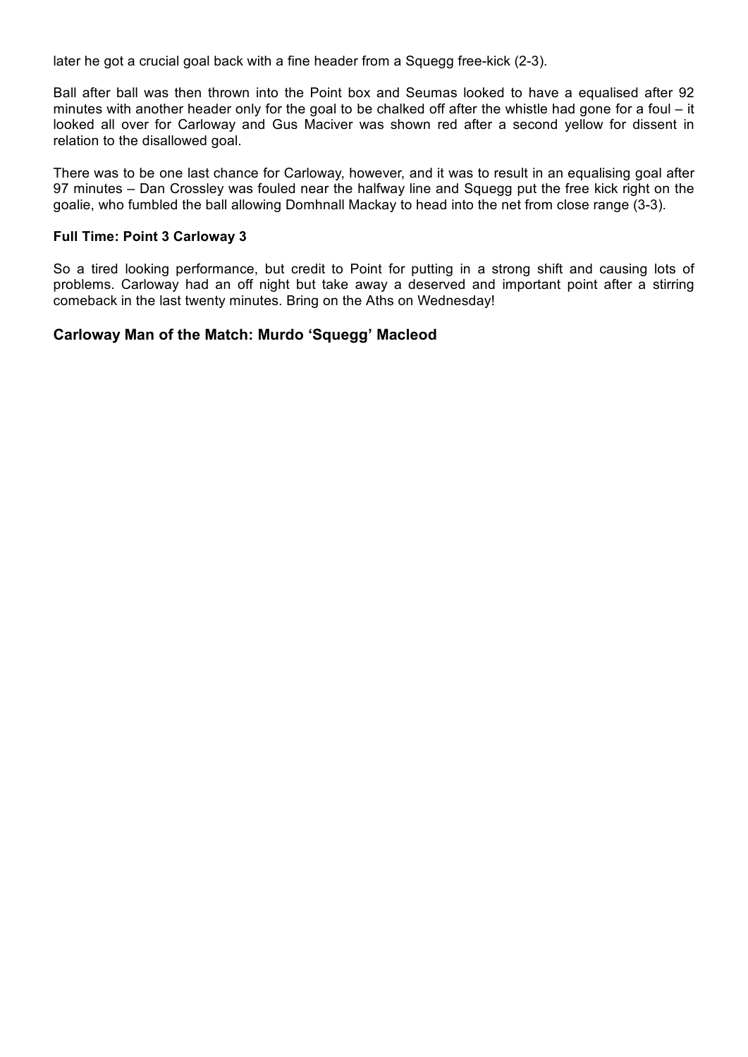later he got a crucial goal back with a fine header from a Squegg free-kick (2-3).

Ball after ball was then thrown into the Point box and Seumas looked to have a equalised after 92 minutes with another header only for the goal to be chalked off after the whistle had gone for a foul – it looked all over for Carloway and Gus Maciver was shown red after a second yellow for dissent in relation to the disallowed goal.

There was to be one last chance for Carloway, however, and it was to result in an equalising goal after 97 minutes – Dan Crossley was fouled near the halfway line and Squegg put the free kick right on the goalie, who fumbled the ball allowing Domhnall Mackay to head into the net from close range (3-3).

**Full Time: Point 3 Carloway 3**

So a tired looking performance, but credit to Point for putting in a strong shift and causing lots of problems. Carloway had an off night but take away a deserved and important point after a stirring comeback in the last twenty minutes. Bring on the Aths on Wednesday!

### Carloway Man of the Match: Murdo 'Squegg' Macleod